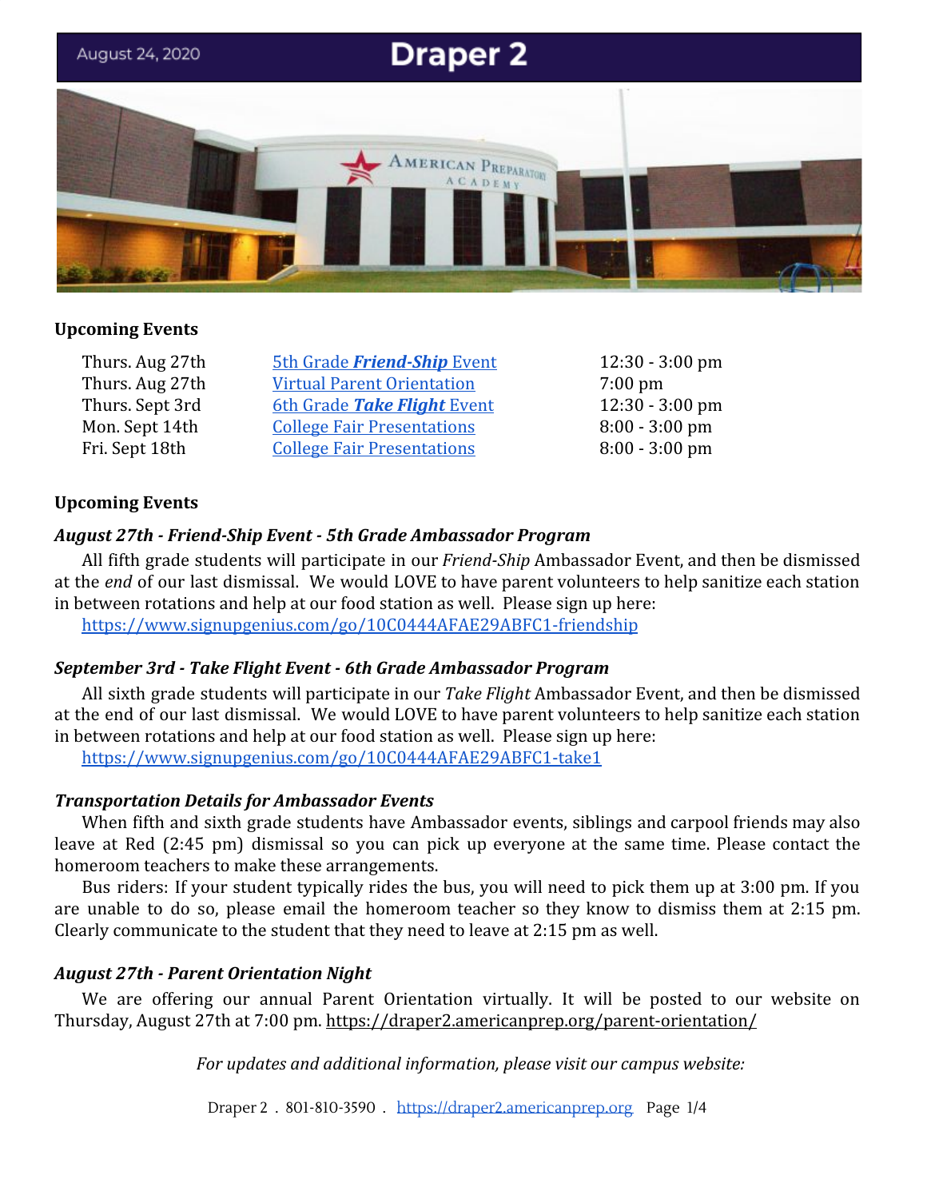August 24, 2020

# Draper 2

## Upcoming Events

| | | |
|---|---|---|
| Thurs. Aug 27th | 5th Grade ***Friend-Ship*** Event | 12:30 - 3:00 pm |
| Thurs. Aug 27th | Virtual Parent Orientation | 7:00 pm |
| Thurs. Sept 3rd | 6th Grade ***Take Flight*** Event | 12:30 - 3:00 pm |
| Mon. Sept 14th | College Fair Presentations | 8:00 - 3:00 pm |
| Fri. Sept 18th | College Fair Presentations | 8:00 - 3:00 pm |

## Upcoming Events

### *August 27th - Friend-Ship Event - 5th Grade Ambassador Program*

All fifth grade students will participate in our *Friend-Ship* Ambassador Event, and then be dismissed at the *end* of our last dismissal. We would LOVE to have parent volunteers to help sanitize each station in between rotations and help at our food station as well. Please sign up here:
https://www.signupgenius.com/go/10C0444AFAE29ABFC1-friendship

### *September 3rd - Take Flight Event - 6th Grade Ambassador Program*

All sixth grade students will participate in our *Take Flight* Ambassador Event, and then be dismissed at the end of our last dismissal. We would LOVE to have parent volunteers to help sanitize each station in between rotations and help at our food station as well. Please sign up here:
https://www.signupgenius.com/go/10C0444AFAE29ABFC1-take1

### *Transportation Details for Ambassador Events*

When fifth and sixth grade students have Ambassador events, siblings and carpool friends may also leave at Red (2:45 pm) dismissal so you can pick up everyone at the same time. Please contact the homeroom teachers to make these arrangements.

Bus riders: If your student typically rides the bus, you will need to pick them up at 3:00 pm. If you are unable to do so, please email the homeroom teacher so they know to dismiss them at 2:15 pm. Clearly communicate to the student that they need to leave at 2:15 pm as well.

### *August 27th - Parent Orientation Night*

We are offering our annual Parent Orientation virtually. It will be posted to our website on Thursday, August 27th at 7:00 pm. https://draper2.americanprep.org/parent-orientation/

*For updates and additional information, please visit our campus website:*

Draper 2 . 801-810-3590 . https://draper2.americanprep.org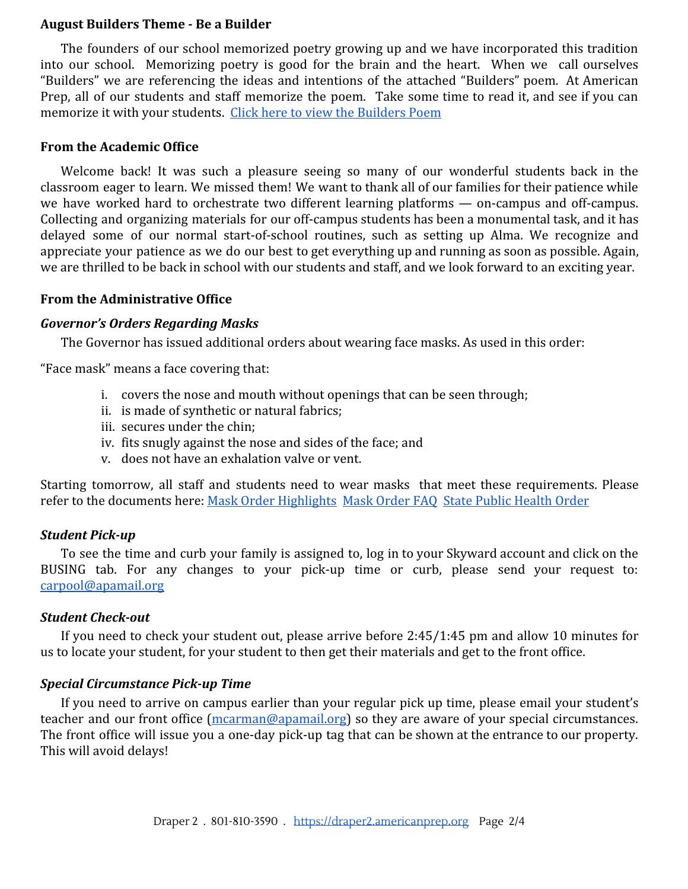**August Builders Theme - Be a Builder**

The founders of our school memorized poetry growing up and we have incorporated this tradition into our school. Memorizing poetry is good for the brain and the heart. When we call ourselves “Builders” we are referencing the ideas and intentions of the attached “Builders” poem. At American Prep, all of our students and staff memorize the poem. Take some time to read it, and see if you can memorize it with your students. [Click here to view the Builders Poem]

**From the Academic Office**

Welcome back! It was such a pleasure seeing so many of our wonderful students back in the classroom eager to learn. We missed them! We want to thank all of our families for their patience while we have worked hard to orchestrate two different learning platforms — on-campus and off-campus. Collecting and organizing materials for our off-campus students has been a monumental task, and it has delayed some of our normal start-of-school routines, such as setting up Alma. We recognize and appreciate your patience as we do our best to get everything up and running as soon as possible. Again, we are thrilled to be back in school with our students and staff, and we look forward to an exciting year.

**From the Administrative Office**

***Governor’s Orders Regarding Masks***

The Governor has issued additional orders about wearing face masks. As used in this order:

“Face mask” means a face covering that:

i. covers the nose and mouth without openings that can be seen through;
ii. is made of synthetic or natural fabrics;
iii. secures under the chin;
iv. fits snugly against the nose and sides of the face; and
v. does not have an exhalation valve or vent.

Starting tomorrow, all staff and students need to wear masks that meet these requirements. Please refer to the documents here: [Mask Order Highlights] [Mask Order FAQ] [State Public Health Order]

***Student Pick-up***

To see the time and curb your family is assigned to, log in to your Skyward account and click on the BUSING tab. For any changes to your pick-up time or curb, please send your request to: carpool@apamail.org

***Student Check-out***

If you need to check your student out, please arrive before 2:45/1:45 pm and allow 10 minutes for us to locate your student, for your student to then get their materials and get to the front office.

***Special Circumstance Pick-up Time***

If you need to arrive on campus earlier than your regular pick up time, please email your student’s teacher and our front office (mcarman@apamail.org) so they are aware of your special circumstances. The front office will issue you a one-day pick-up tag that can be shown at the entrance to our property. This will avoid delays!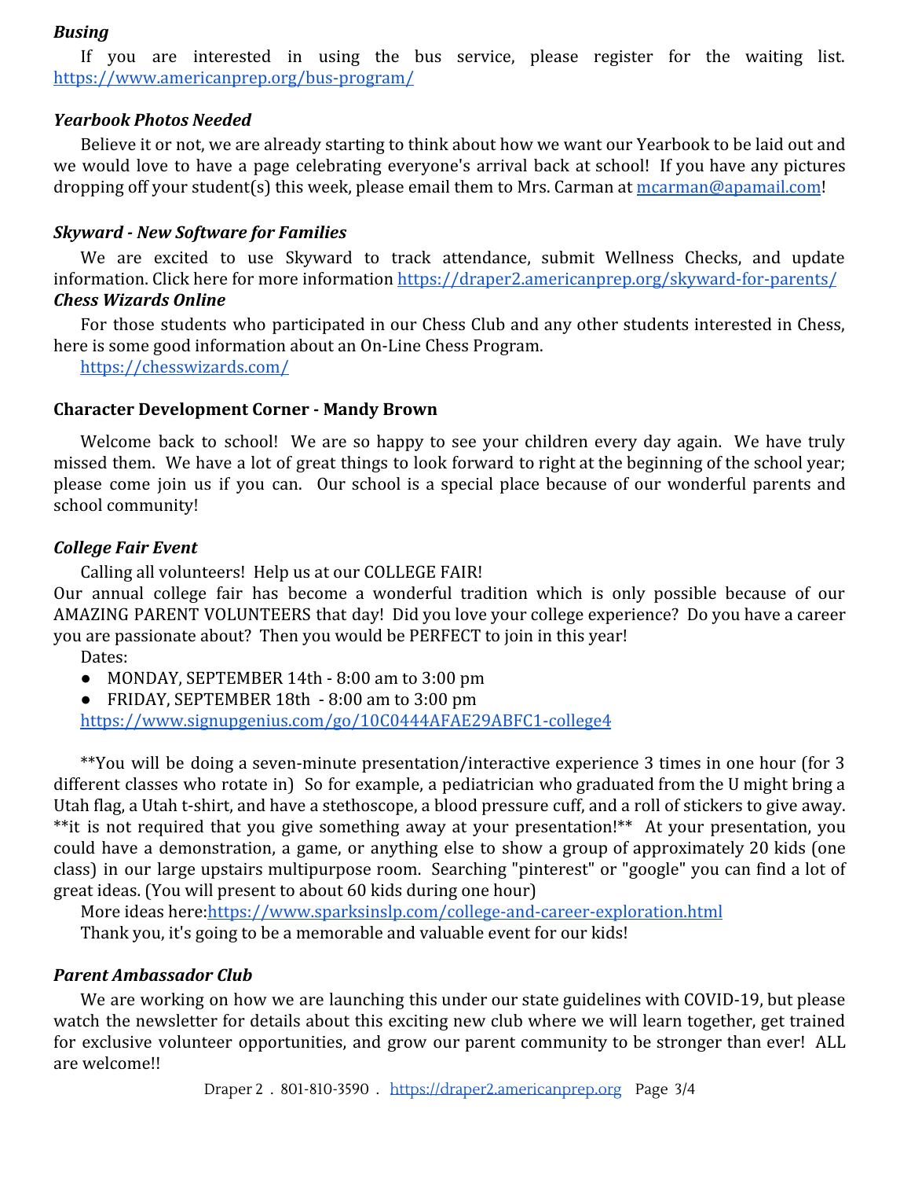***Busing***

If you are interested in using the bus service, please register for the waiting list. https://www.americanprep.org/bus-program/

***Yearbook Photos Needed***

Believe it or not, we are already starting to think about how we want our Yearbook to be laid out and we would love to have a page celebrating everyone's arrival back at school! If you have any pictures dropping off your student(s) this week, please email them to Mrs. Carman at mcarman@apamail.com!

***Skyward - New Software for Families***

We are excited to use Skyward to track attendance, submit Wellness Checks, and update information. Click here for more information https://draper2.americanprep.org/skyward-for-parents/

***Chess Wizards Online***

For those students who participated in our Chess Club and any other students interested in Chess, here is some good information about an On-Line Chess Program.

https://chesswizards.com/

**Character Development Corner - Mandy Brown**

Welcome back to school! We are so happy to see your children every day again. We have truly missed them. We have a lot of great things to look forward to right at the beginning of the school year; please come join us if you can. Our school is a special place because of our wonderful parents and school community!

***College Fair Event***

Calling all volunteers! Help us at our COLLEGE FAIR!
Our annual college fair has become a wonderful tradition which is only possible because of our AMAZING PARENT VOLUNTEERS that day! Did you love your college experience? Do you have a career you are passionate about? Then you would be PERFECT to join in this year!

Dates:

- MONDAY, SEPTEMBER 14th - 8:00 am to 3:00 pm
- FRIDAY, SEPTEMBER 18th - 8:00 am to 3:00 pm

https://www.signupgenius.com/go/10C0444AFAE29ABFC1-college4

**You will be doing a seven-minute presentation/interactive experience 3 times in one hour (for 3 different classes who rotate in) So for example, a pediatrician who graduated from the U might bring a Utah flag, a Utah t-shirt, and have a stethoscope, a blood pressure cuff, and a roll of stickers to give away. **it is not required that you give something away at your presentation!** At your presentation, you could have a demonstration, a game, or anything else to show a group of approximately 20 kids (one class) in our large upstairs multipurpose room. Searching "pinterest" or "google" you can find a lot of great ideas. (You will present to about 60 kids during one hour)

More ideas here:https://www.sparksinslp.com/college-and-career-exploration.html

Thank you, it's going to be a memorable and valuable event for our kids!

***Parent Ambassador Club***

We are working on how we are launching this under our state guidelines with COVID-19, but please watch the newsletter for details about this exciting new club where we will learn together, get trained for exclusive volunteer opportunities, and grow our parent community to be stronger than ever! ALL are welcome!!